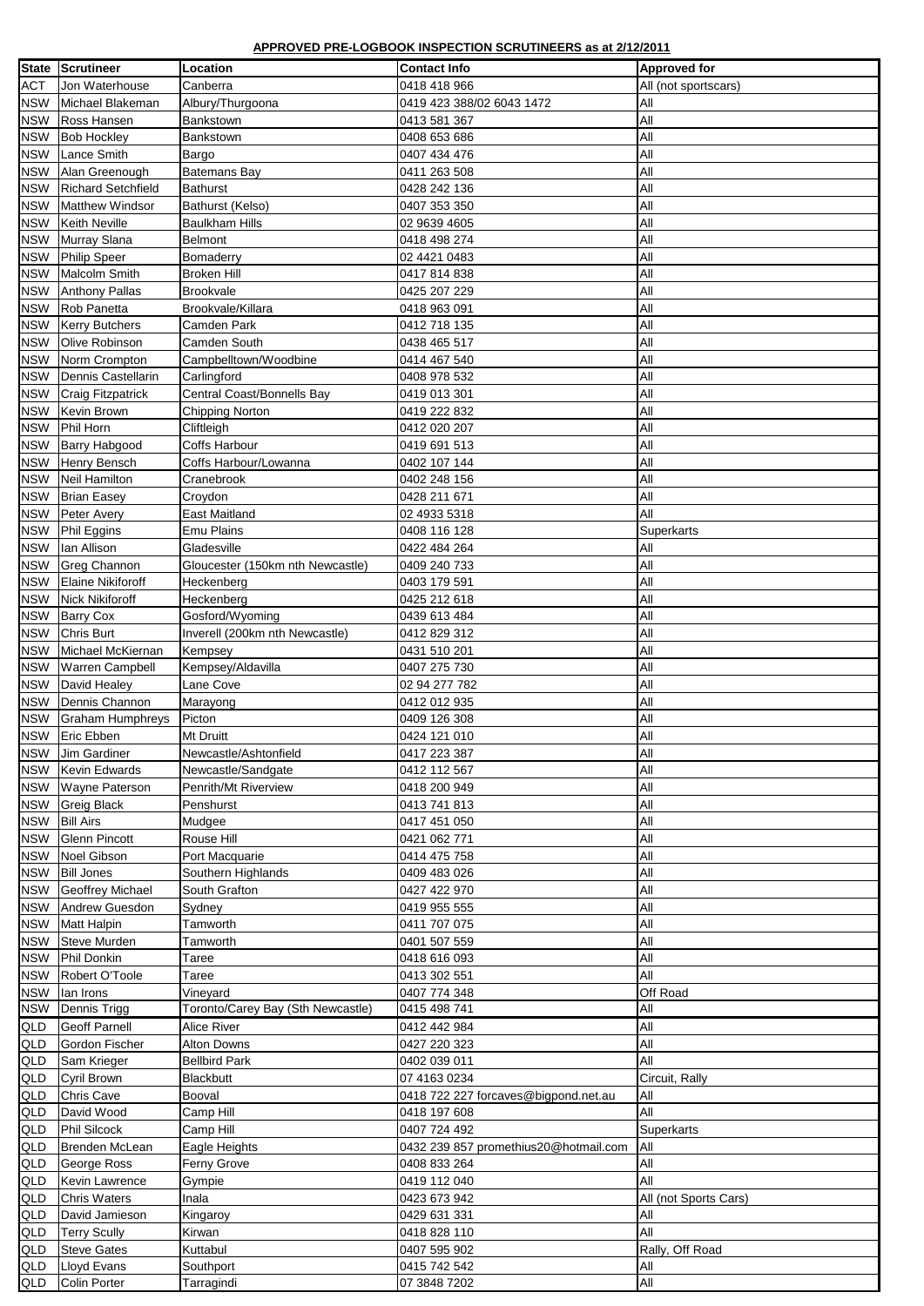**APPROVED PRE-LOGBOOK INSPECTION SCRUTINEERS as at 2/12/2011**

| State | Scrutineer | Location | Contact Info | Approved for |
|---|---|---|---|---|
| ACT | Jon Waterhouse | Canberra | 0418 418 966 | All (not sportscars) |
| NSW | Michael Blakeman | Albury/Thurgoona | 0419 423 388/02 6043 1472 | All |
| NSW | Ross Hansen | Bankstown | 0413 581 367 | All |
| NSW | Bob Hockley | Bankstown | 0408 653 686 | All |
| NSW | Lance Smith | Bargo | 0407 434 476 | All |
| NSW | Alan Greenough | Batemans Bay | 0411 263 508 | All |
| NSW | Richard Setchfield | Bathurst | 0428 242 136 | All |
| NSW | Matthew Windsor | Bathurst (Kelso) | 0407 353 350 | All |
| NSW | Keith Neville | Baulkham Hills | 02 9639 4605 | All |
| NSW | Murray Slana | Belmont | 0418 498 274 | All |
| NSW | Philip Speer | Bomaderry | 02 4421 0483 | All |
| NSW | Malcolm Smith | Broken Hill | 0417 814 838 | All |
| NSW | Anthony Pallas | Brookvale | 0425 207 229 | All |
| NSW | Rob Panetta | Brookvale/Killara | 0418 963 091 | All |
| NSW | Kerry Butchers | Camden Park | 0412 718 135 | All |
| NSW | Olive Robinson | Camden South | 0438 465 517 | All |
| NSW | Norm Crompton | Campbelltown/Woodbine | 0414 467 540 | All |
| NSW | Dennis Castellarin | Carlingford | 0408 978 532 | All |
| NSW | Craig Fitzpatrick | Central Coast/Bonnells Bay | 0419 013 301 | All |
| NSW | Kevin Brown | Chipping Norton | 0419 222 832 | All |
| NSW | Phil Horn | Cliftleigh | 0412 020 207 | All |
| NSW | Barry Habgood | Coffs Harbour | 0419 691 513 | All |
| NSW | Henry Bensch | Coffs Harbour/Lowanna | 0402 107 144 | All |
| NSW | Neil Hamilton | Cranebrook | 0402 248 156 | All |
| NSW | Brian Easey | Croydon | 0428 211 671 | All |
| NSW | Peter Avery | East Maitland | 02 4933 5318 | All |
| NSW | Phil Eggins | Emu Plains | 0408 116 128 | Superkarts |
| NSW | Ian Allison | Gladesville | 0422 484 264 | All |
| NSW | Greg Channon | Gloucester (150km nth Newcastle) | 0409 240 733 | All |
| NSW | Elaine Nikiforoff | Heckenberg | 0403 179 591 | All |
| NSW | Nick Nikiforoff | Heckenberg | 0425 212 618 | All |
| NSW | Barry Cox | Gosford/Wyoming | 0439 613 484 | All |
| NSW | Chris Burt | Inverell (200km nth Newcastle) | 0412 829 312 | All |
| NSW | Michael McKiernan | Kempsey | 0431 510 201 | All |
| NSW | Warren Campbell | Kempsey/Aldavilla | 0407 275 730 | All |
| NSW | David Healey | Lane Cove | 02 94 277 782 | All |
| NSW | Dennis Channon | Marayong | 0412 012 935 | All |
| NSW | Graham Humphreys | Picton | 0409 126 308 | All |
| NSW | Eric Ebben | Mt Druitt | 0424 121 010 | All |
| NSW | Jim Gardiner | Newcastle/Ashtonfield | 0417 223 387 | All |
| NSW | Kevin Edwards | Newcastle/Sandgate | 0412 112 567 | All |
| NSW | Wayne Paterson | Penrith/Mt Riverview | 0418 200 949 | All |
| NSW | Greig Black | Penshurst | 0413 741 813 | All |
| NSW | Bill Airs | Mudgee | 0417 451 050 | All |
| NSW | Glenn Pincott | Rouse Hill | 0421 062 771 | All |
| NSW | Noel Gibson | Port Macquarie | 0414 475 758 | All |
| NSW | Bill Jones | Southern Highlands | 0409 483 026 | All |
| NSW | Geoffrey Michael | South Grafton | 0427 422 970 | All |
| NSW | Andrew Guesdon | Sydney | 0419 955 555 | All |
| NSW | Matt Halpin | Tamworth | 0411 707 075 | All |
| NSW | Steve Murden | Tamworth | 0401 507 559 | All |
| NSW | Phil Donkin | Taree | 0418 616 093 | All |
| NSW | Robert O'Toole | Taree | 0413 302 551 | All |
| NSW | Ian Irons | Vineyard | 0407 774 348 | Off Road |
| NSW | Dennis Trigg | Toronto/Carey Bay (Sth Newcastle) | 0415 498 741 | All |
| QLD | Geoff Parnell | Alice River | 0412 442 984 | All |
| QLD | Gordon Fischer | Alton Downs | 0427 220 323 | All |
| QLD | Sam Krieger | Bellbird Park | 0402 039 011 | All |
| QLD | Cyril Brown | Blackbutt | 07 4163 0234 | Circuit, Rally |
| QLD | Chris Cave | Booval | 0418 722 227 forcaves@bigpond.net.au | All |
| QLD | David Wood | Camp Hill | 0418 197 608 | All |
| QLD | Phil Silcock | Camp Hill | 0407 724 492 | Superkarts |
| QLD | Brenden McLean | Eagle Heights | 0432 239 857 promethius20@hotmail.com | All |
| QLD | George Ross | Ferny Grove | 0408 833 264 | All |
| QLD | Kevin Lawrence | Gympie | 0419 112 040 | All |
| QLD | Chris Waters | Inala | 0423 673 942 | All (not Sports Cars) |
| QLD | David Jamieson | Kingaroy | 0429 631 331 | All |
| QLD | Terry Scully | Kirwan | 0418 828 110 | All |
| QLD | Steve Gates | Kuttabul | 0407 595 902 | Rally, Off Road |
| QLD | Lloyd Evans | Southport | 0415 742 542 | All |
| QLD | Colin Porter | Tarragindi | 07 3848 7202 | All |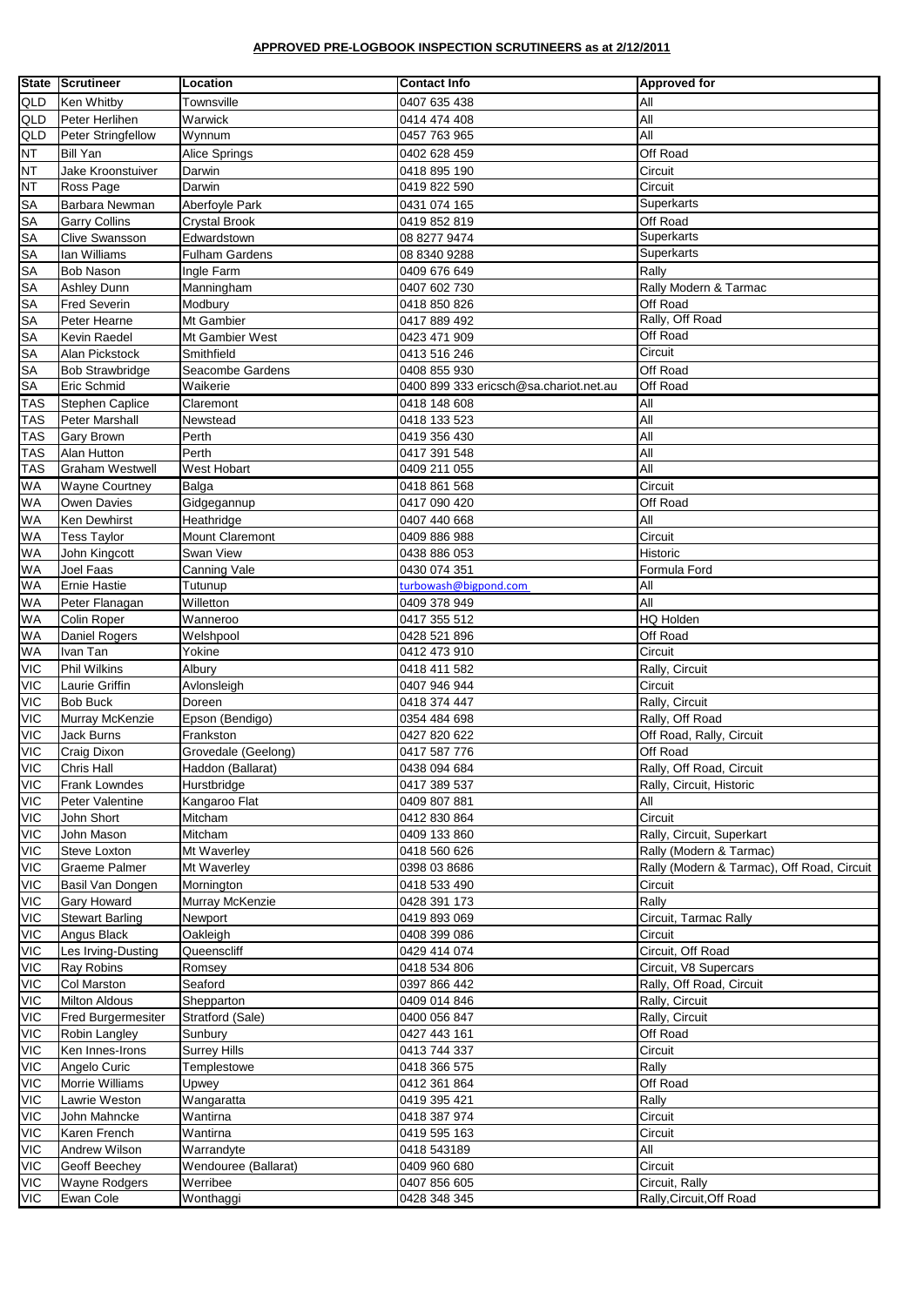**APPROVED PRE-LOGBOOK INSPECTION SCRUTINEERS as at 2/12/2011**

| State | Scrutineer | Location | Contact Info | Approved for |
|---|---|---|---|---|
| QLD | Ken Whitby | Townsville | 0407 635 438 | All |
| QLD | Peter Herlihen | Warwick | 0414 474 408 | All |
| QLD | Peter Stringfellow | Wynnum | 0457 763 965 | All |
| NT | Bill Yan | Alice Springs | 0402 628 459 | Off Road |
| NT | Jake Kroonstuiver | Darwin | 0418 895 190 | Circuit |
| NT | Ross Page | Darwin | 0419 822 590 | Circuit |
| SA | Barbara Newman | Aberfoyle Park | 0431 074 165 | Superkarts |
| SA | Garry Collins | Crystal Brook | 0419 852 819 | Off Road |
| SA | Clive Swansson | Edwardstown | 08 8277 9474 | Superkarts |
| SA | Ian Williams | Fulham Gardens | 08 8340 9288 | Superkarts |
| SA | Bob Nason | Ingle Farm | 0409 676 649 | Rally |
| SA | Ashley Dunn | Manningham | 0407 602 730 | Rally Modern & Tarmac |
| SA | Fred Severin | Modbury | 0418 850 826 | Off Road |
| SA | Peter Hearne | Mt Gambier | 0417 889 492 | Rally, Off Road |
| SA | Kevin Raedel | Mt Gambier West | 0423 471 909 | Off Road |
| SA | Alan Pickstock | Smithfield | 0413 516 246 | Circuit |
| SA | Bob Strawbridge | Seacombe Gardens | 0408 855 930 | Off Road |
| SA | Eric Schmid | Waikerie | 0400 899 333 ericsch@sa.chariot.net.au | Off Road |
| TAS | Stephen Caplice | Claremont | 0418 148 608 | All |
| TAS | Peter Marshall | Newstead | 0418 133 523 | All |
| TAS | Gary Brown | Perth | 0419 356 430 | All |
| TAS | Alan Hutton | Perth | 0417 391 548 | All |
| TAS | Graham Westwell | West Hobart | 0409 211 055 | All |
| WA | Wayne Courtney | Balga | 0418 861 568 | Circuit |
| WA | Owen Davies | Gidgegannup | 0417 090 420 | Off Road |
| WA | Ken Dewhirst | Heathridge | 0407 440 668 | All |
| WA | Tess Taylor | Mount Claremont | 0409 886 988 | Circuit |
| WA | John Kingcott | Swan View | 0438 886 053 | Historic |
| WA | Joel Faas | Canning Vale | 0430 074 351 | Formula Ford |
| WA | Ernie Hastie | Tutunup | turbowash@bigpond.com | All |
| WA | Peter Flanagan | Willetton | 0409 378 949 | All |
| WA | Colin Roper | Wanneroo | 0417 355 512 | HQ Holden |
| WA | Daniel Rogers | Welshpool | 0428 521 896 | Off Road |
| WA | Ivan Tan | Yokine | 0412 473 910 | Circuit |
| VIC | Phil Wilkins | Albury | 0418 411 582 | Rally, Circuit |
| VIC | Laurie Griffin | Avlonsleigh | 0407 946 944 | Circuit |
| VIC | Bob Buck | Doreen | 0418 374 447 | Rally, Circuit |
| VIC | Murray McKenzie | Epson (Bendigo) | 0354 484 698 | Rally, Off Road |
| VIC | Jack Burns | Frankston | 0427 820 622 | Off Road, Rally, Circuit |
| VIC | Craig Dixon | Grovedale (Geelong) | 0417 587 776 | Off Road |
| VIC | Chris Hall | Haddon (Ballarat) | 0438 094 684 | Rally, Off Road, Circuit |
| VIC | Frank Lowndes | Hurstbridge | 0417 389 537 | Rally, Circuit, Historic |
| VIC | Peter Valentine | Kangaroo Flat | 0409 807 881 | All |
| VIC | John Short | Mitcham | 0412 830 864 | Circuit |
| VIC | John Mason | Mitcham | 0409 133 860 | Rally, Circuit, Superkart |
| VIC | Steve Loxton | Mt Waverley | 0418 560 626 | Rally (Modern & Tarmac) |
| VIC | Graeme Palmer | Mt Waverley | 0398 03 8686 | Rally (Modern & Tarmac), Off Road, Circuit |
| VIC | Basil Van Dongen | Mornington | 0418 533 490 | Circuit |
| VIC | Gary Howard | Murray McKenzie | 0428 391 173 | Rally |
| VIC | Stewart Barling | Newport | 0419 893 069 | Circuit, Tarmac Rally |
| VIC | Angus Black | Oakleigh | 0408 399 086 | Circuit |
| VIC | Les Irving-Dusting | Queenscliff | 0429 414 074 | Circuit, Off Road |
| VIC | Ray Robins | Romsey | 0418 534 806 | Circuit, V8 Supercars |
| VIC | Col Marston | Seaford | 0397 866 442 | Rally, Off Road, Circuit |
| VIC | Milton Aldous | Shepparton | 0409 014 846 | Rally, Circuit |
| VIC | Fred Burgermesiter | Stratford (Sale) | 0400 056 847 | Rally, Circuit |
| VIC | Robin Langley | Sunbury | 0427 443 161 | Off Road |
| VIC | Ken Innes-Irons | Surrey Hills | 0413 744 337 | Circuit |
| VIC | Angelo Curic | Templestowe | 0418 366 575 | Rally |
| VIC | Morrie Williams | Upwey | 0412 361 864 | Off Road |
| VIC | Lawrie Weston | Wangaratta | 0419 395 421 | Rally |
| VIC | John Mahncke | Wantirna | 0418 387 974 | Circuit |
| VIC | Karen French | Wantirna | 0419 595 163 | Circuit |
| VIC | Andrew Wilson | Warrandyte | 0418 543189 | All |
| VIC | Geoff Beechey | Wendouree (Ballarat) | 0409 960 680 | Circuit |
| VIC | Wayne Rodgers | Werribee | 0407 856 605 | Circuit, Rally |
| VIC | Ewan Cole | Wonthaggi | 0428 348 345 | Rally,Circuit,Off Road |